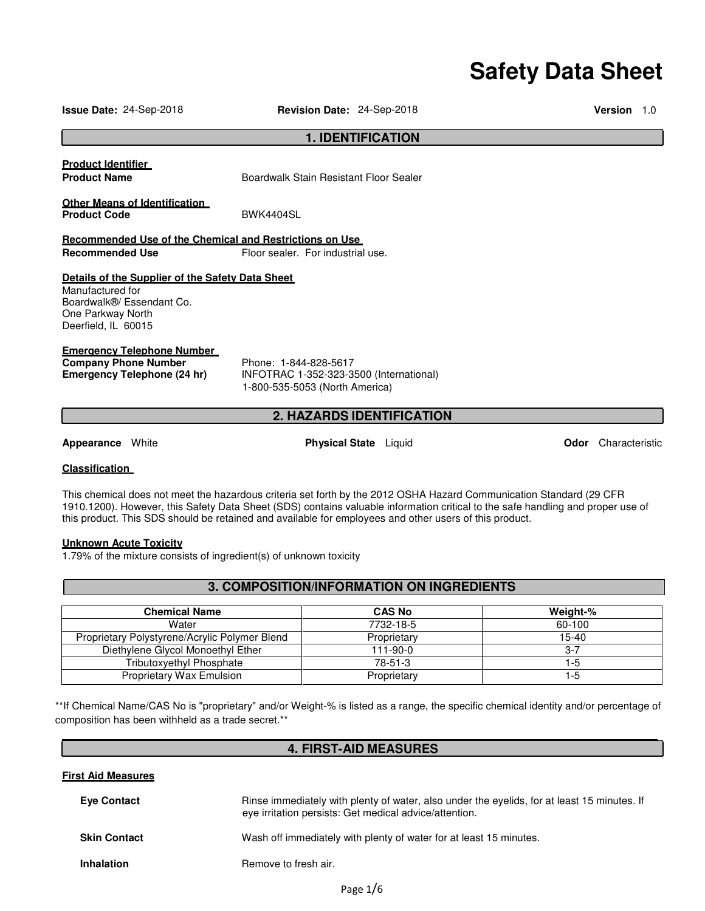# Safety Data Sheet

**Issue Date:** 24-Sep-2018 **Revision Date:** 24-Sep-2018 **Version** 1.0

## 1. IDENTIFICATION

**Product Identifier**

**Product Name** Boardwalk Stain Resistant Floor Sealer

**Other Means of Identification**

**Product Code** BWK4404SL

**Recommended Use of the Chemical and Restrictions on Use**

**Recommended Use** Floor sealer. For industrial use.

**Details of the Supplier of the Safety Data Sheet**

Manufactured for
Boardwalk®/ Essendant Co.
One Parkway North
Deerfield, IL 60015

**Emergency Telephone Number**

**Company Phone Number** Phone: 1-844-828-5617

**Emergency Telephone (24 hr)** INFOTRAC 1-352-323-3500 (International)
1-800-535-5053 (North America)

## 2. HAZARDS IDENTIFICATION

**Appearance** White **Physical State** Liquid **Odor** Characteristic

**Classification**

This chemical does not meet the hazardous criteria set forth by the 2012 OSHA Hazard Communication Standard (29 CFR 1910.1200). However, this Safety Data Sheet (SDS) contains valuable information critical to the safe handling and proper use of this product. This SDS should be retained and available for employees and other users of this product.

**Unknown Acute Toxicity**

1.79% of the mixture consists of ingredient(s) of unknown toxicity

## 3. COMPOSITION/INFORMATION ON INGREDIENTS

| Chemical Name | CAS No | Weight-% |
|---|---|---|
| Water | 7732-18-5 | 60-100 |
| Proprietary Polystyrene/Acrylic Polymer Blend | Proprietary | 15-40 |
| Diethylene Glycol Monoethyl Ether | 111-90-0 | 3-7 |
| Tributoxyethyl Phosphate | 78-51-3 | 1-5 |
| Proprietary Wax Emulsion | Proprietary | 1-5 |

**If Chemical Name/CAS No is "proprietary" and/or Weight-% is listed as a range, the specific chemical identity and/or percentage of composition has been withheld as a trade secret.**

## 4. FIRST-AID MEASURES

**First Aid Measures**

**Eye Contact** Rinse immediately with plenty of water, also under the eyelids, for at least 15 minutes. If eye irritation persists: Get medical advice/attention.

**Skin Contact** Wash off immediately with plenty of water for at least 15 minutes.

**Inhalation** Remove to fresh air.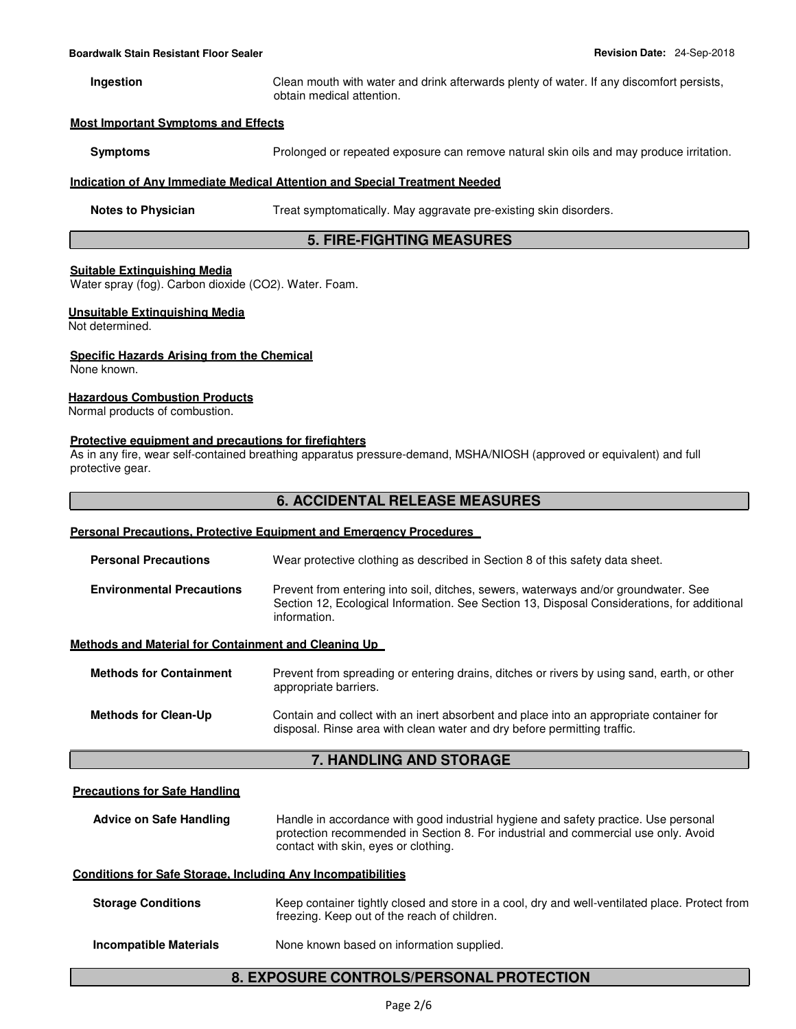**Ingestion** Clean mouth with water and drink afterwards plenty of water. If any discomfort persists, obtain medical attention.

**Most Important Symptoms and Effects**

**Symptoms** Prolonged or repeated exposure can remove natural skin oils and may produce irritation.

**Indication of Any Immediate Medical Attention and Special Treatment Needed**

**Notes to Physician** Treat symptomatically. May aggravate pre-existing skin disorders.

## 5. FIRE-FIGHTING MEASURES

**Suitable Extinguishing Media**
Water spray (fog). Carbon dioxide ($CO_2$). Water. Foam.

**Unsuitable Extinguishing Media**
Not determined.

**Specific Hazards Arising from the Chemical**
None known.

**Hazardous Combustion Products**
Normal products of combustion.

**Protective equipment and precautions for firefighters**
As in any fire, wear self-contained breathing apparatus pressure-demand, MSHA/NIOSH (approved or equivalent) and full protective gear.

## 6. ACCIDENTAL RELEASE MEASURES

**Personal Precautions, Protective Equipment and Emergency Procedures**

**Personal Precautions** Wear protective clothing as described in Section 8 of this safety data sheet.

**Environmental Precautions** Prevent from entering into soil, ditches, sewers, waterways and/or groundwater. See Section 12, Ecological Information. See Section 13, Disposal Considerations, for additional information.

**Methods and Material for Containment and Cleaning Up**

**Methods for Containment** Prevent from spreading or entering drains, ditches or rivers by using sand, earth, or other appropriate barriers.

**Methods for Clean-Up** Contain and collect with an inert absorbent and place into an appropriate container for disposal. Rinse area with clean water and dry before permitting traffic.

## 7. HANDLING AND STORAGE

**Precautions for Safe Handling**

**Advice on Safe Handling** Handle in accordance with good industrial hygiene and safety practice. Use personal protection recommended in Section 8. For industrial and commercial use only. Avoid contact with skin, eyes or clothing.

**Conditions for Safe Storage, Including Any Incompatibilities**

**Storage Conditions** Keep container tightly closed and store in a cool, dry and well-ventilated place. Protect from freezing. Keep out of the reach of children.

**Incompatible Materials** None known based on information supplied.

## 8. EXPOSURE CONTROLS/PERSONAL PROTECTION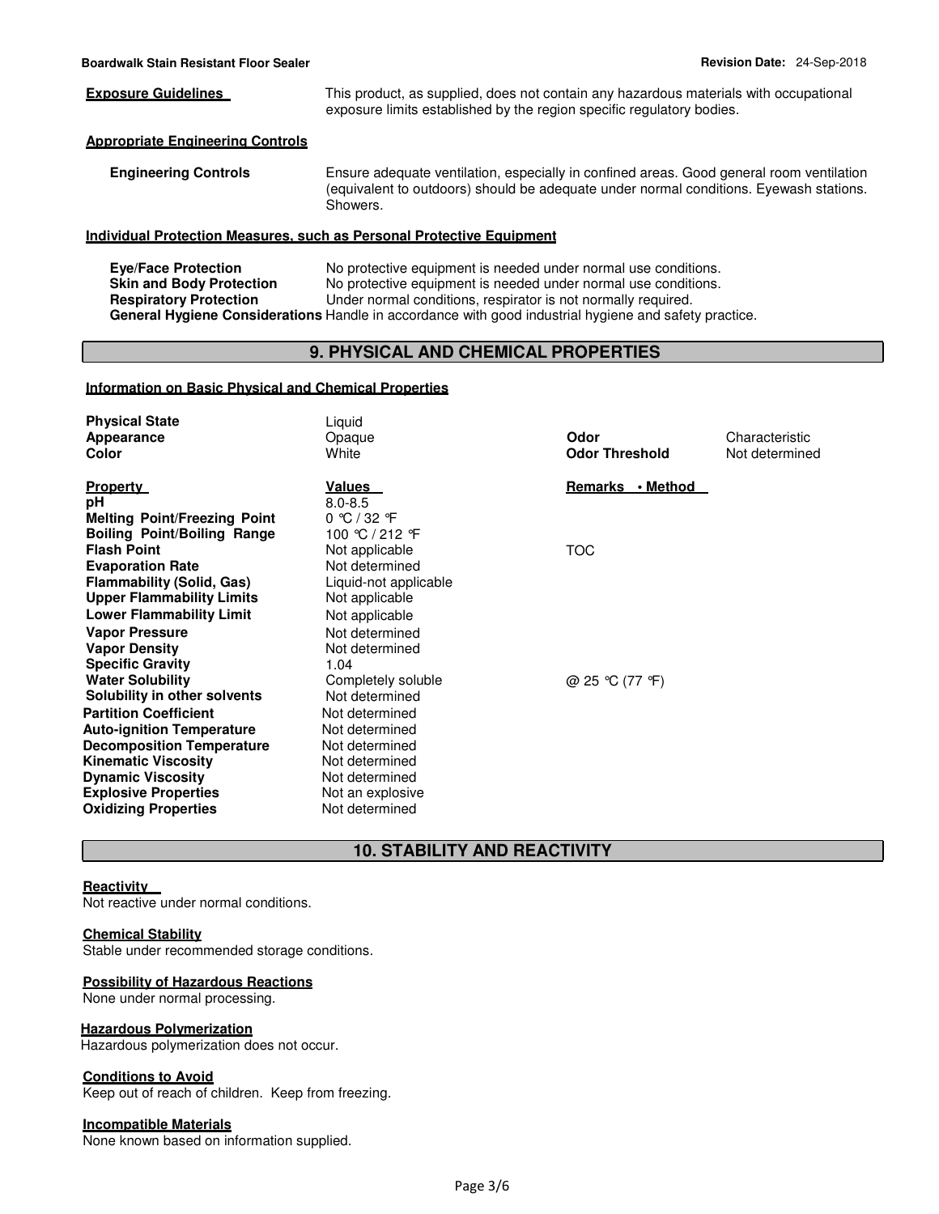**Exposure Guidelines** This product, as supplied, does not contain any hazardous materials with occupational exposure limits established by the region specific regulatory bodies.

**Appropriate Engineering Controls**

**Engineering Controls** Ensure adequate ventilation, especially in confined areas. Good general room ventilation (equivalent to outdoors) should be adequate under normal conditions. Eyewash stations. Showers.

**Individual Protection Measures, such as Personal Protective Equipment**

**Eye/Face Protection** No protective equipment is needed under normal use conditions.
**Skin and Body Protection** No protective equipment is needed under normal use conditions.
**Respiratory Protection** Under normal conditions, respirator is not normally required.
**General Hygiene Considerations** Handle in accordance with good industrial hygiene and safety practice.

## 9. PHYSICAL AND CHEMICAL PROPERTIES

**Information on Basic Physical and Chemical Properties**

| | | | |
|---|---|---|---|
| **Physical State** | Liquid | | |
| **Appearance** | Opaque | **Odor** | Characteristic |
| **Color** | White | **Odor Threshold** | Not determined |

| **Property** | **Values** | **Remarks • Method** |
|---|---|---|
| **pH** | 8.0-8.5 | |
| **Melting Point/Freezing Point** | 0 °C / 32 °F | |
| **Boiling Point/Boiling Range** | 100 °C / 212 °F | |
| **Flash Point** | Not applicable | TOC |
| **Evaporation Rate** | Not determined | |
| **Flammability (Solid, Gas)** | Liquid-not applicable | |
| **Upper Flammability Limits** | Not applicable | |
| **Lower Flammability Limit** | Not applicable | |
| **Vapor Pressure** | Not determined | |
| **Vapor Density** | Not determined | |
| **Specific Gravity** | 1.04 | |
| **Water Solubility** | Completely soluble | @ 25 °C (77 °F) |
| **Solubility in other solvents** | Not determined | |
| **Partition Coefficient** | Not determined | |
| **Auto-ignition Temperature** | Not determined | |
| **Decomposition Temperature** | Not determined | |
| **Kinematic Viscosity** | Not determined | |
| **Dynamic Viscosity** | Not determined | |
| **Explosive Properties** | Not an explosive | |
| **Oxidizing Properties** | Not determined | |

## 10. STABILITY AND REACTIVITY

**Reactivity**
Not reactive under normal conditions.

**Chemical Stability**
Stable under recommended storage conditions.

**Possibility of Hazardous Reactions**
None under normal processing.

**Hazardous Polymerization**
Hazardous polymerization does not occur.

**Conditions to Avoid**
Keep out of reach of children. Keep from freezing.

**Incompatible Materials**
None known based on information supplied.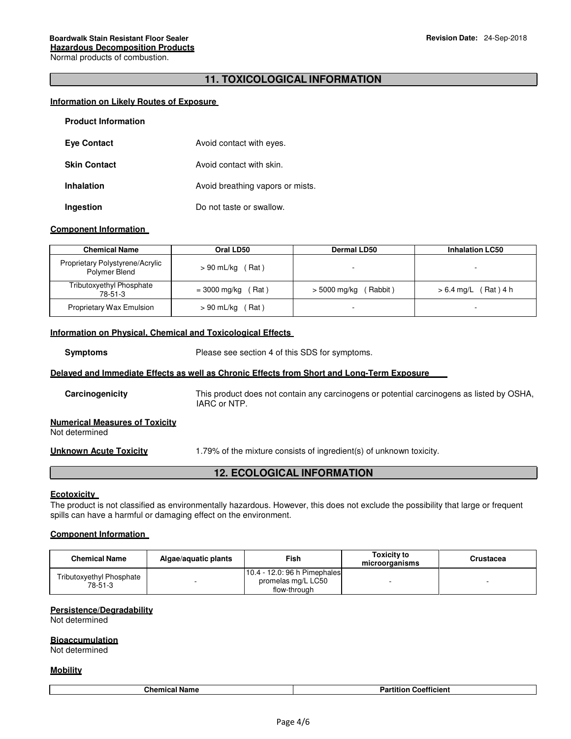**Hazardous Decomposition Products**
Normal products of combustion.

## 11. TOXICOLOGICAL INFORMATION

### Information on Likely Routes of Exposure

**Product Information**

**Eye Contact** Avoid contact with eyes.

**Skin Contact** Avoid contact with skin.

**Inhalation** Avoid breathing vapors or mists.

**Ingestion** Do not taste or swallow.

### Component Information

| Chemical Name | Oral LD50 | Dermal LD50 | Inhalation LC50 |
|---|---|---|---|
| Proprietary Polystyrene/Acrylic Polymer Blend | > 90 mL/kg ( Rat ) | - | - |
| Tributoxyethyl Phosphate 78-51-3 | = 3000 mg/kg ( Rat ) | > 5000 mg/kg ( Rabbit ) | > 6.4 mg/L ( Rat ) 4 h |
| Proprietary Wax Emulsion | > 90 mL/kg ( Rat ) | - | - |

### Information on Physical, Chemical and Toxicological Effects

**Symptoms** Please see section 4 of this SDS for symptoms.

### Delayed and Immediate Effects as well as Chronic Effects from Short and Long-Term Exposure

**Carcinogenicity** This product does not contain any carcinogens or potential carcinogens as listed by OSHA, IARC or NTP.

**Numerical Measures of Toxicity**
Not determined

**Unknown Acute Toxicity** 1.79% of the mixture consists of ingredient(s) of unknown toxicity.

## 12. ECOLOGICAL INFORMATION

### Ecotoxicity

The product is not classified as environmentally hazardous. However, this does not exclude the possibility that large or frequent spills can have a harmful or damaging effect on the environment.

### Component Information

| Chemical Name | Algae/aquatic plants | Fish | Toxicity to microorganisms | Crustacea |
|---|---|---|---|---|
| Tributoxyethyl Phosphate 78-51-3 | - | 10.4 - 12.0: 96 h Pimephales promelas mg/L LC50 flow-through | - | - |

### Persistence/Degradability

Not determined

### Bioaccumulation

Not determined

### Mobility

| Chemical Name | Partition Coefficient |
|---|---|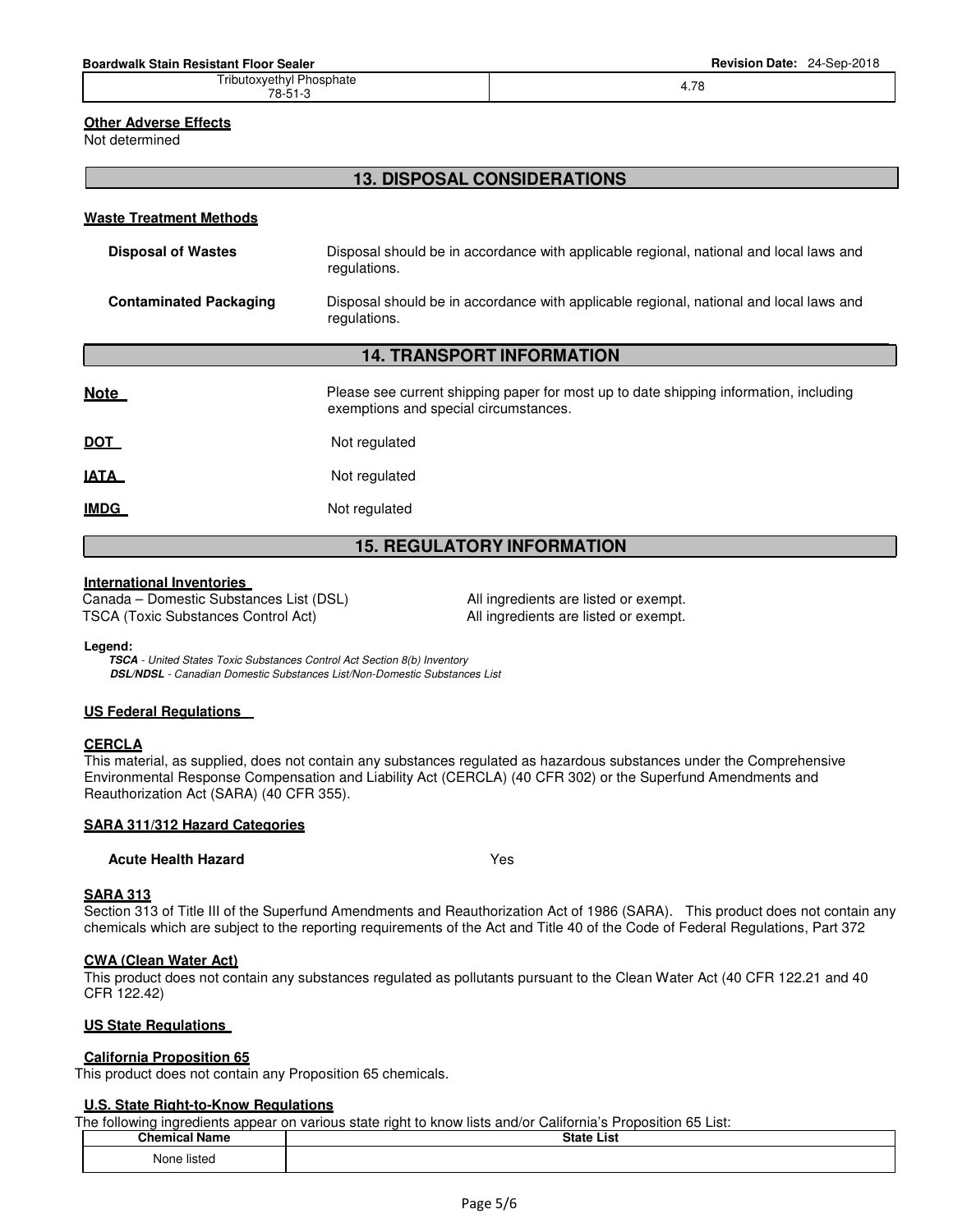| Tributoxyethyl Phosphate 78-51-3 | 4.78 |
|---|---|

**Other Adverse Effects**
Not determined

## 13. DISPOSAL CONSIDERATIONS

**Waste Treatment Methods**

**Disposal of Wastes** Disposal should be in accordance with applicable regional, national and local laws and regulations.

**Contaminated Packaging** Disposal should be in accordance with applicable regional, national and local laws and regulations.

## 14. TRANSPORT INFORMATION

**Note** Please see current shipping paper for most up to date shipping information, including exemptions and special circumstances.

**DOT** Not regulated

**IATA** Not regulated

**IMDG** Not regulated

## 15. REGULATORY INFORMATION

**International Inventories**

Canada – Domestic Substances List (DSL) All ingredients are listed or exempt.
TSCA (Toxic Substances Control Act) All ingredients are listed or exempt.

**Legend:**
***TSCA*** *- United States Toxic Substances Control Act Section 8(b) Inventory*
***DSL/NDSL*** *- Canadian Domestic Substances List/Non-Domestic Substances List*

**US Federal Regulations**

**CERCLA**
This material, as supplied, does not contain any substances regulated as hazardous substances under the Comprehensive Environmental Response Compensation and Liability Act (CERCLA) (40 CFR 302) or the Superfund Amendments and Reauthorization Act (SARA) (40 CFR 355).

**SARA 311/312 Hazard Categories**

**Acute Health Hazard** Yes

**SARA 313**
Section 313 of Title III of the Superfund Amendments and Reauthorization Act of 1986 (SARA). This product does not contain any chemicals which are subject to the reporting requirements of the Act and Title 40 of the Code of Federal Regulations, Part 372

**CWA (Clean Water Act)**
This product does not contain any substances regulated as pollutants pursuant to the Clean Water Act (40 CFR 122.21 and 40 CFR 122.42)

**US State Regulations**

**California Proposition 65**
This product does not contain any Proposition 65 chemicals.

**U.S. State Right-to-Know Regulations**
The following ingredients appear on various state right to know lists and/or California's Proposition 65 List:

| Chemical Name | State List |
|---|---|
| None listed | |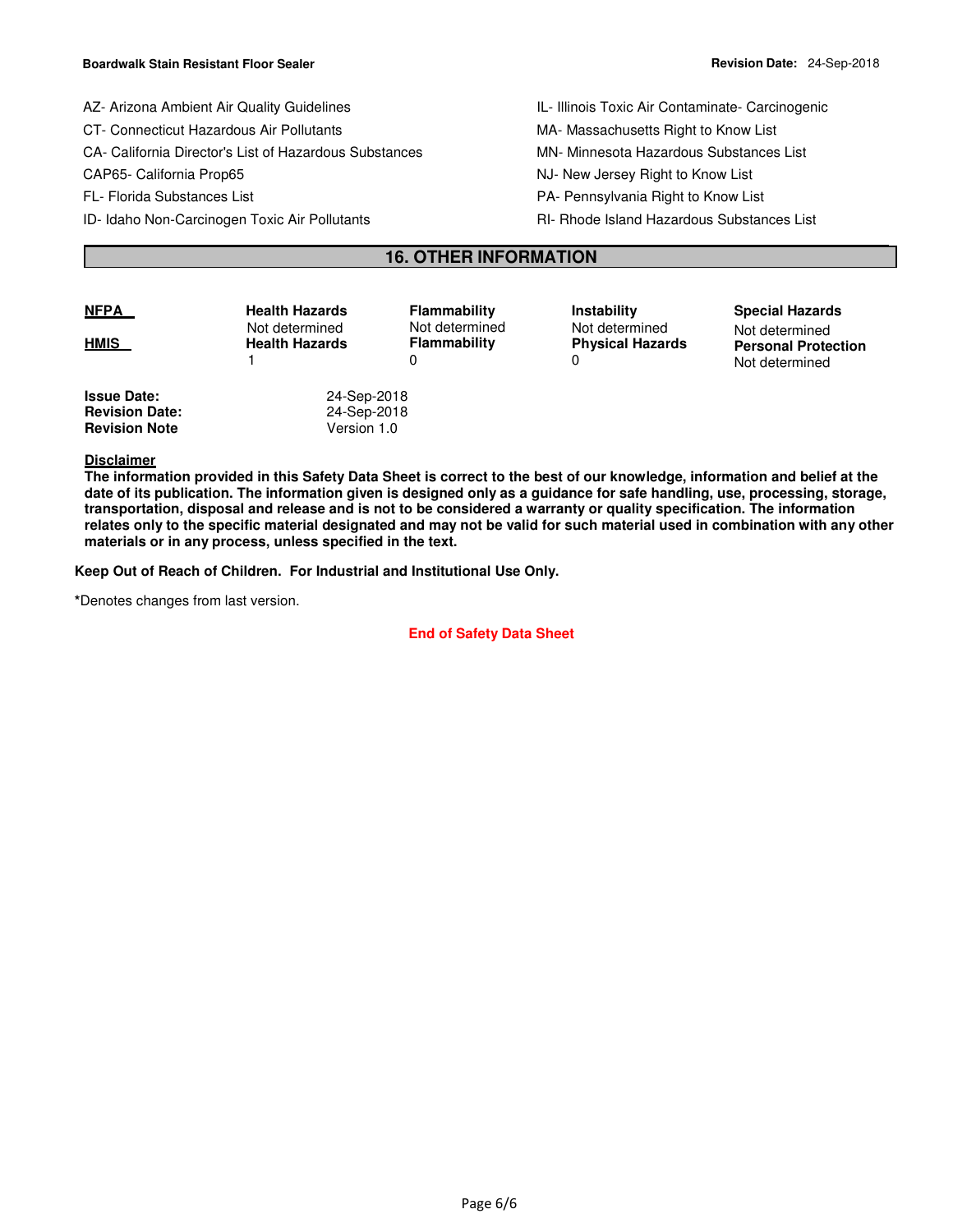AZ- Arizona Ambient Air Quality Guidelines
CT- Connecticut Hazardous Air Pollutants
CA- California Director's List of Hazardous Substances
CAP65- California Prop65
FL- Florida Substances List
ID- Idaho Non-Carcinogen Toxic Air Pollutants
IL- Illinois Toxic Air Contaminate- Carcinogenic
MA- Massachusetts Right to Know List
MN- Minnesota Hazardous Substances List
NJ- New Jersey Right to Know List
PA- Pennsylvania Right to Know List
RI- Rhode Island Hazardous Substances List

## 16. OTHER INFORMATION

| | | | | |
|---|---|---|---|---|
| **NFPA** | **Health Hazards** Not determined | **Flammability** Not determined | **Instability** Not determined | **Special Hazards** Not determined |
| **HMIS** | **Health Hazards** 1 | **Flammability** 0 | **Physical Hazards** 0 | **Personal Protection** Not determined |

| | |
|---|---|
| **Issue Date:** | 24-Sep-2018 |
| **Revision Date:** | 24-Sep-2018 |
| **Revision Note** | Version 1.0 |

**Disclaimer**

**The information provided in this Safety Data Sheet is correct to the best of our knowledge, information and belief at the date of its publication. The information given is designed only as a guidance for safe handling, use, processing, storage, transportation, disposal and release and is not to be considered a warranty or quality specification. The information relates only to the specific material designated and may not be valid for such material used in combination with any other materials or in any process, unless specified in the text.**

**Keep Out of Reach of Children. For Industrial and Institutional Use Only.**

**\***Denotes changes from last version.

**End of Safety Data Sheet**